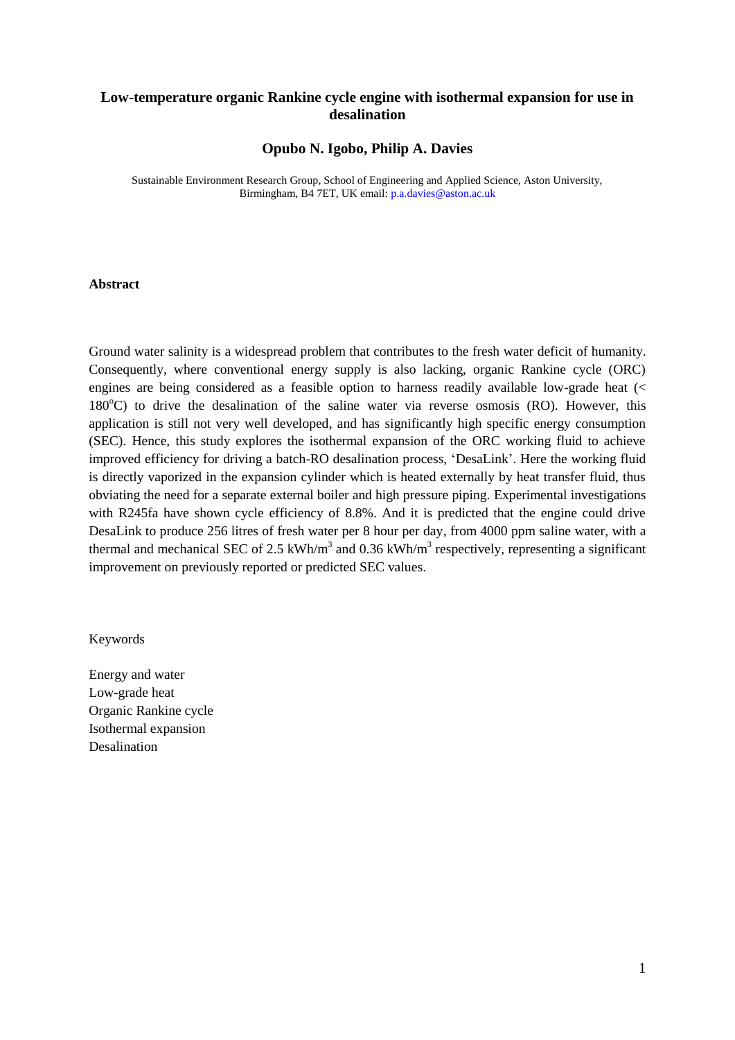# Low-temperature organic Rankine cycle engine with isothermal expansion for use in desalination

**Opubo N. Igobo, Philip A. Davies**

Sustainable Environment Research Group, School of Engineering and Applied Science, Aston University, Birmingham, B4 7ET, UK email: p.a.davies@aston.ac.uk

## Abstract

Ground water salinity is a widespread problem that contributes to the fresh water deficit of humanity. Consequently, where conventional energy supply is also lacking, organic Rankine cycle (ORC) engines are being considered as a feasible option to harness readily available low-grade heat (< 180$^o$C) to drive the desalination of the saline water via reverse osmosis (RO). However, this application is still not very well developed, and has significantly high specific energy consumption (SEC). Hence, this study explores the isothermal expansion of the ORC working fluid to achieve improved efficiency for driving a batch-RO desalination process, 'DesaLink'. Here the working fluid is directly vaporized in the expansion cylinder which is heated externally by heat transfer fluid, thus obviating the need for a separate external boiler and high pressure piping. Experimental investigations with R245fa have shown cycle efficiency of 8.8%. And it is predicted that the engine could drive DesaLink to produce 256 litres of fresh water per 8 hour per day, from 4000 ppm saline water, with a thermal and mechanical SEC of 2.5 kWh/m$^3$ and 0.36 kWh/m$^3$ respectively, representing a significant improvement on previously reported or predicted SEC values.

Keywords

Energy and water
Low-grade heat
Organic Rankine cycle
Isothermal expansion
Desalination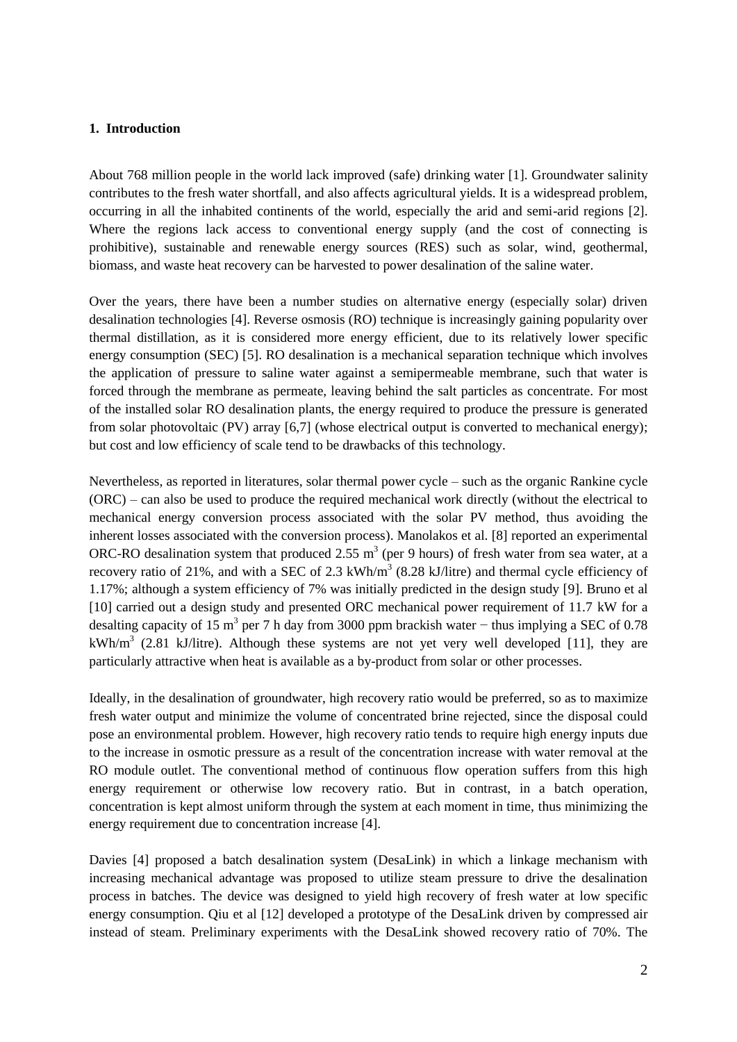## 1. Introduction

About 768 million people in the world lack improved (safe) drinking water [1]. Groundwater salinity contributes to the fresh water shortfall, and also affects agricultural yields. It is a widespread problem, occurring in all the inhabited continents of the world, especially the arid and semi-arid regions [2]. Where the regions lack access to conventional energy supply (and the cost of connecting is prohibitive), sustainable and renewable energy sources (RES) such as solar, wind, geothermal, biomass, and waste heat recovery can be harvested to power desalination of the saline water.

Over the years, there have been a number studies on alternative energy (especially solar) driven desalination technologies [4]. Reverse osmosis (RO) technique is increasingly gaining popularity over thermal distillation, as it is considered more energy efficient, due to its relatively lower specific energy consumption (SEC) [5]. RO desalination is a mechanical separation technique which involves the application of pressure to saline water against a semipermeable membrane, such that water is forced through the membrane as permeate, leaving behind the salt particles as concentrate. For most of the installed solar RO desalination plants, the energy required to produce the pressure is generated from solar photovoltaic (PV) array [6,7] (whose electrical output is converted to mechanical energy); but cost and low efficiency of scale tend to be drawbacks of this technology.

Nevertheless, as reported in literatures, solar thermal power cycle – such as the organic Rankine cycle (ORC) – can also be used to produce the required mechanical work directly (without the electrical to mechanical energy conversion process associated with the solar PV method, thus avoiding the inherent losses associated with the conversion process). Manolakos et al. [8] reported an experimental ORC-RO desalination system that produced 2.55 $m^3$ (per 9 hours) of fresh water from sea water, at a recovery ratio of 21%, and with a SEC of 2.3 $kWh/m^3$ (8.28 kJ/litre) and thermal cycle efficiency of 1.17%; although a system efficiency of 7% was initially predicted in the design study [9]. Bruno et al [10] carried out a design study and presented ORC mechanical power requirement of 11.7 kW for a desalting capacity of 15 $m^3$ per 7 h day from 3000 ppm brackish water − thus implying a SEC of 0.78 $kWh/m^3$ (2.81 kJ/litre). Although these systems are not yet very well developed [11], they are particularly attractive when heat is available as a by-product from solar or other processes.

Ideally, in the desalination of groundwater, high recovery ratio would be preferred, so as to maximize fresh water output and minimize the volume of concentrated brine rejected, since the disposal could pose an environmental problem. However, high recovery ratio tends to require high energy inputs due to the increase in osmotic pressure as a result of the concentration increase with water removal at the RO module outlet. The conventional method of continuous flow operation suffers from this high energy requirement or otherwise low recovery ratio. But in contrast, in a batch operation, concentration is kept almost uniform through the system at each moment in time, thus minimizing the energy requirement due to concentration increase [4].

Davies [4] proposed a batch desalination system (DesaLink) in which a linkage mechanism with increasing mechanical advantage was proposed to utilize steam pressure to drive the desalination process in batches. The device was designed to yield high recovery of fresh water at low specific energy consumption. Qiu et al [12] developed a prototype of the DesaLink driven by compressed air instead of steam. Preliminary experiments with the DesaLink showed recovery ratio of 70%. The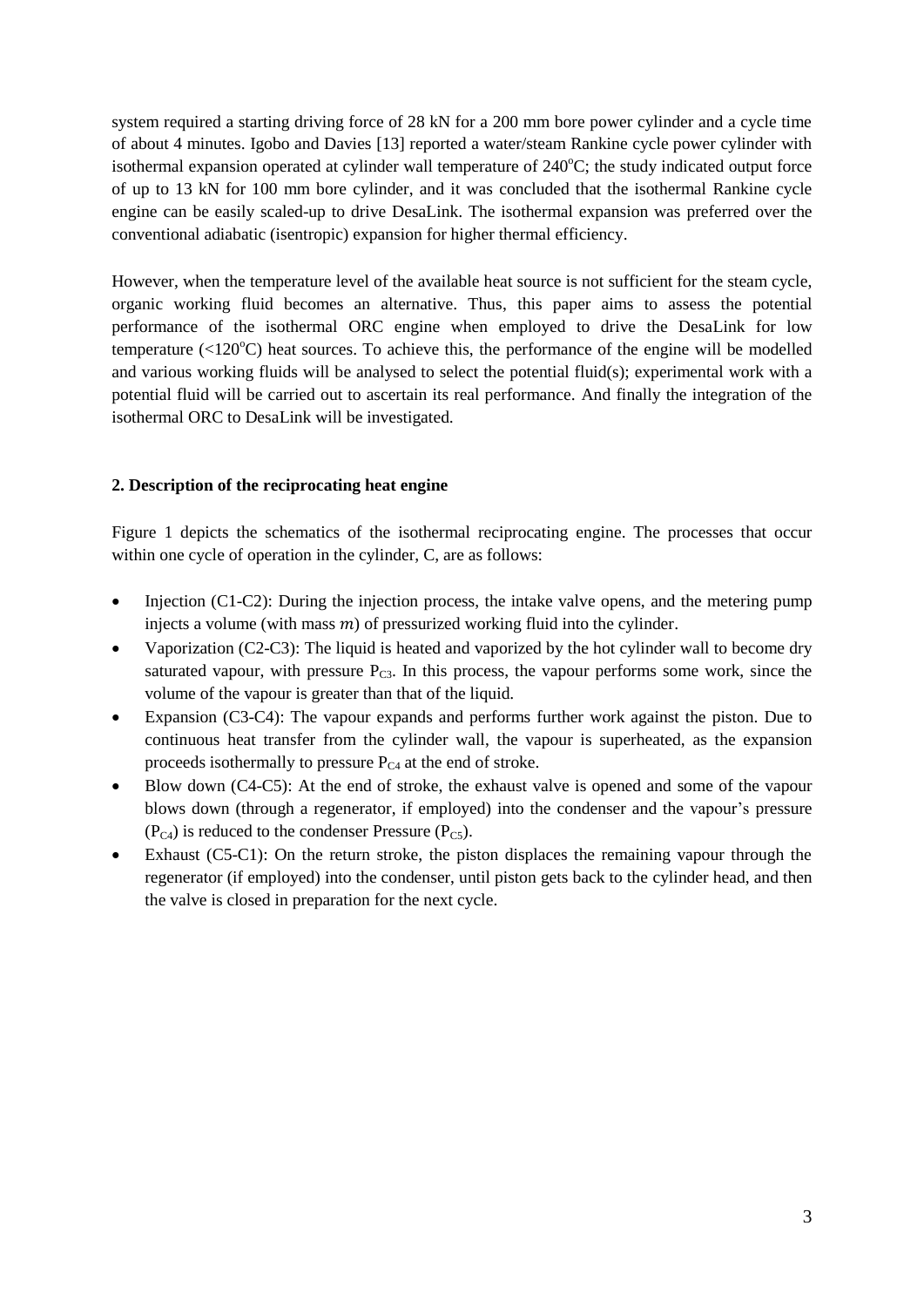system required a starting driving force of 28 kN for a 200 mm bore power cylinder and a cycle time of about 4 minutes. Igobo and Davies [13] reported a water/steam Rankine cycle power cylinder with isothermal expansion operated at cylinder wall temperature of 240$^{o}$C; the study indicated output force of up to 13 kN for 100 mm bore cylinder, and it was concluded that the isothermal Rankine cycle engine can be easily scaled-up to drive DesaLink. The isothermal expansion was preferred over the conventional adiabatic (isentropic) expansion for higher thermal efficiency.

However, when the temperature level of the available heat source is not sufficient for the steam cycle, organic working fluid becomes an alternative. Thus, this paper aims to assess the potential performance of the isothermal ORC engine when employed to drive the DesaLink for low temperature (<120$^{o}$C) heat sources. To achieve this, the performance of the engine will be modelled and various working fluids will be analysed to select the potential fluid(s); experimental work with a potential fluid will be carried out to ascertain its real performance. And finally the integration of the isothermal ORC to DesaLink will be investigated.

## 2. Description of the reciprocating heat engine

Figure 1 depicts the schematics of the isothermal reciprocating engine. The processes that occur within one cycle of operation in the cylinder, C, are as follows:

- Injection (C1-C2): During the injection process, the intake valve opens, and the metering pump injects a volume (with mass $m$) of pressurized working fluid into the cylinder.
- Vaporization (C2-C3): The liquid is heated and vaporized by the hot cylinder wall to become dry saturated vapour, with pressure $P_{C3}$. In this process, the vapour performs some work, since the volume of the vapour is greater than that of the liquid.
- Expansion (C3-C4): The vapour expands and performs further work against the piston. Due to continuous heat transfer from the cylinder wall, the vapour is superheated, as the expansion proceeds isothermally to pressure $P_{C4}$ at the end of stroke.
- Blow down (C4-C5): At the end of stroke, the exhaust valve is opened and some of the vapour blows down (through a regenerator, if employed) into the condenser and the vapour's pressure ($P_{C4}$) is reduced to the condenser Pressure ($P_{C5}$).
- Exhaust (C5-C1): On the return stroke, the piston displaces the remaining vapour through the regenerator (if employed) into the condenser, until piston gets back to the cylinder head, and then the valve is closed in preparation for the next cycle.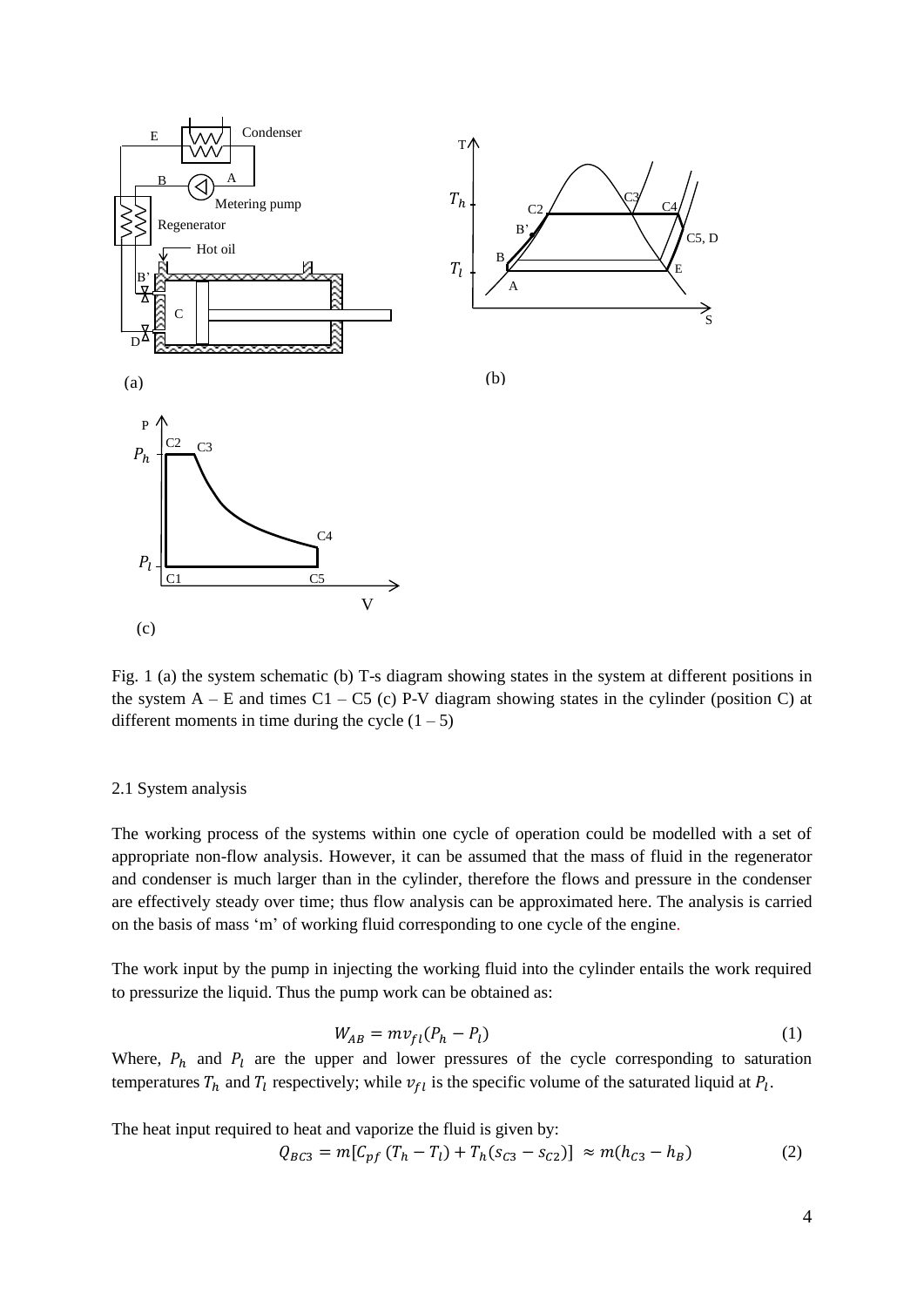Fig. 1 (a) the system schematic (b) T-s diagram showing states in the system at different positions in the system A – E and times C1 – C5 (c) P-V diagram showing states in the cylinder (position C) at different moments in time during the cycle (1 – 5)

### 2.1 System analysis

The working process of the systems within one cycle of operation could be modelled with a set of appropriate non-flow analysis. However, it can be assumed that the mass of fluid in the regenerator and condenser is much larger than in the cylinder, therefore the flows and pressure in the condenser are effectively steady over time; thus flow analysis can be approximated here. The analysis is carried on the basis of mass 'm' of working fluid corresponding to one cycle of the engine.

The work input by the pump in injecting the working fluid into the cylinder entails the work required to pressurize the liquid. Thus the pump work can be obtained as:

$$W_{AB} = mv_{fl}(P_h - P_l) \tag{1}$$

Where, $P_h$ and $P_l$ are the upper and lower pressures of the cycle corresponding to saturation temperatures $T_h$ and $T_l$ respectively; while $v_{fl}$ is the specific volume of the saturated liquid at $P_l$.

The heat input required to heat and vaporize the fluid is given by:

$$Q_{BC3} = m[C_{pf}(T_h - T_l) + T_h(s_{C3} - s_{C2})] \approx m(h_{C3} - h_B) \tag{2}$$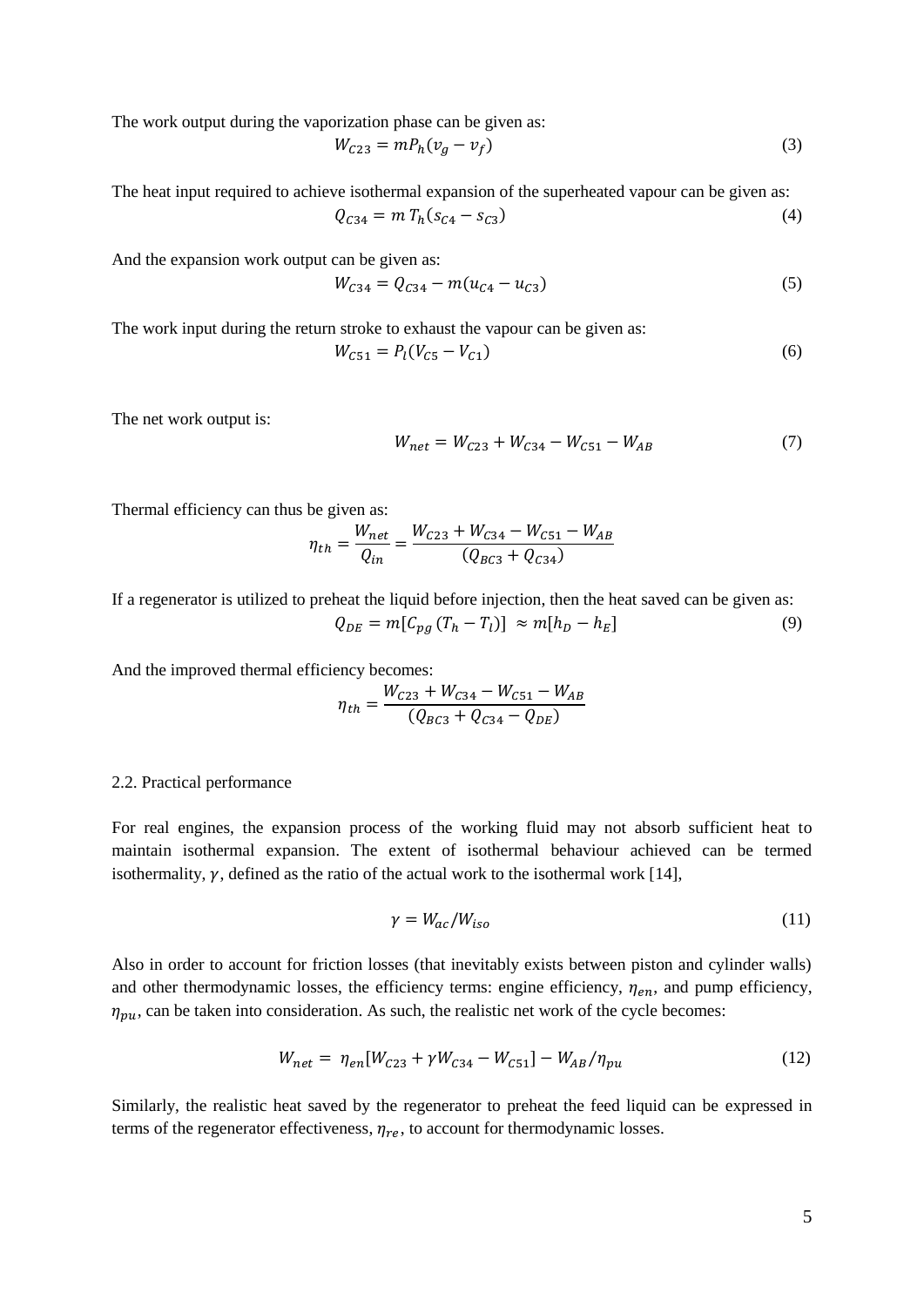The work output during the vaporization phase can be given as:

$$W_{C23} = mP_h(v_g - v_f) \tag{3}$$

The heat input required to achieve isothermal expansion of the superheated vapour can be given as:

$$Q_{C34} = m\,T_h(s_{C4} - s_{C3}) \tag{4}$$

And the expansion work output can be given as:

$$W_{C34} = Q_{C34} - m(u_{C4} - u_{C3}) \tag{5}$$

The work input during the return stroke to exhaust the vapour can be given as:

$$W_{C51} = P_l(V_{C5} - V_{C1}) \tag{6}$$

The net work output is:

$$W_{net} = W_{C23} + W_{C34} - W_{C51} - W_{AB} \tag{7}$$

Thermal efficiency can thus be given as:

$$\eta_{th} = \frac{W_{net}}{Q_{in}} = \frac{W_{C23} + W_{C34} - W_{C51} - W_{AB}}{(Q_{BC3} + Q_{C34})}$$

If a regenerator is utilized to preheat the liquid before injection, then the heat saved can be given as:

$$Q_{DE} = m[C_{pg}\,(T_h - T_l)] \approx m[h_D - h_E] \tag{9}$$

And the improved thermal efficiency becomes:

$$\eta_{th} = \frac{W_{C23} + W_{C34} - W_{C51} - W_{AB}}{(Q_{BC3} + Q_{C34} - Q_{DE})}$$

2.2. Practical performance

For real engines, the expansion process of the working fluid may not absorb sufficient heat to maintain isothermal expansion. The extent of isothermal behaviour achieved can be termed isothermality, $\gamma$, defined as the ratio of the actual work to the isothermal work [14],

$$\gamma = W_{ac}/W_{iso} \tag{11}$$

Also in order to account for friction losses (that inevitably exists between piston and cylinder walls) and other thermodynamic losses, the efficiency terms: engine efficiency, $\eta_{en}$, and pump efficiency, $\eta_{pu}$, can be taken into consideration. As such, the realistic net work of the cycle becomes:

$$W_{net} = \eta_{en}[W_{C23} + \gamma W_{C34} - W_{C51}] - W_{AB}/\eta_{pu} \tag{12}$$

Similarly, the realistic heat saved by the regenerator to preheat the feed liquid can be expressed in terms of the regenerator effectiveness, $\eta_{re}$, to account for thermodynamic losses.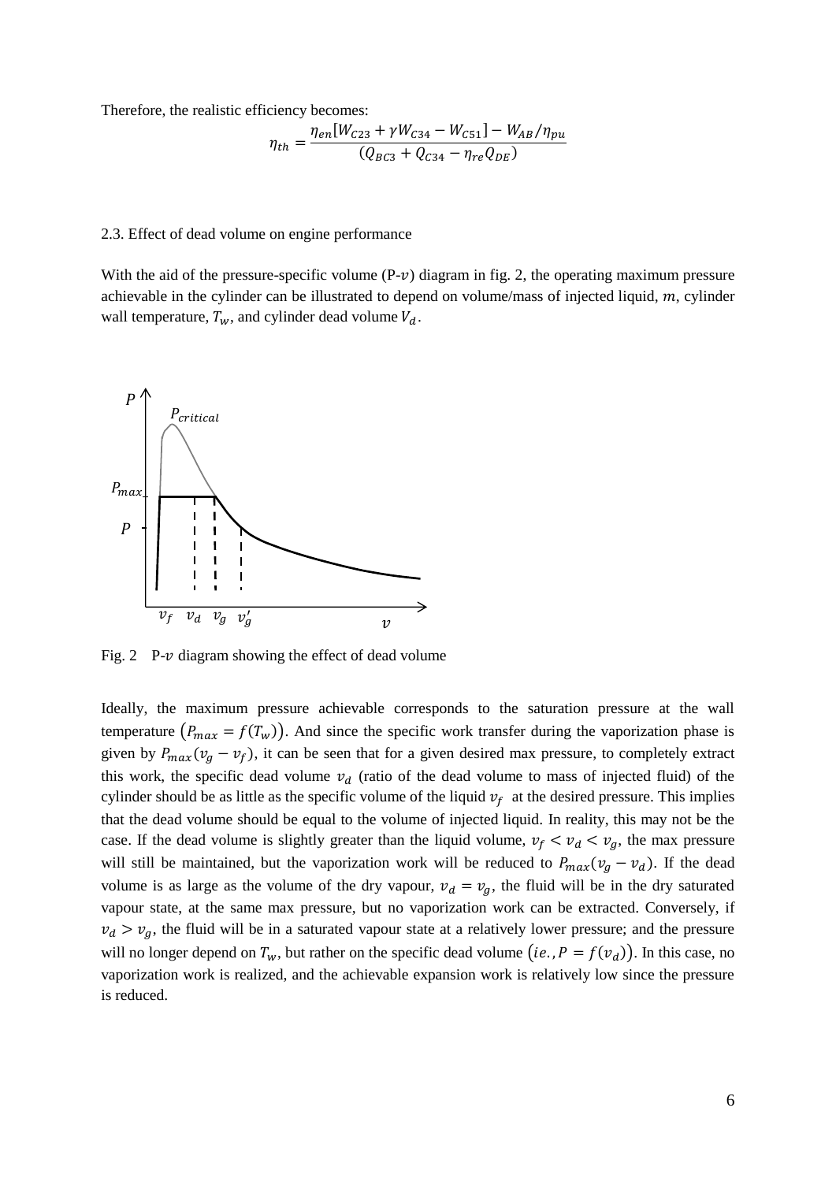Therefore, the realistic efficiency becomes:

$$\eta_{th} = \frac{\eta_{en}[W_{C23} + \gamma W_{C34} - W_{C51}] - W_{AB}/\eta_{pu}}{(Q_{BC3} + Q_{C34} - \eta_{re} Q_{DE})}$$

### 2.3. Effect of dead volume on engine performance

With the aid of the pressure-specific volume (P-$v$) diagram in fig. 2, the operating maximum pressure achievable in the cylinder can be illustrated to depend on volume/mass of injected liquid, $m$, cylinder wall temperature, $T_w$, and cylinder dead volume $V_d$.

Fig. 2 P-$v$ diagram showing the effect of dead volume

Ideally, the maximum pressure achievable corresponds to the saturation pressure at the wall temperature $\left(P_{max} = f(T_w)\right)$. And since the specific work transfer during the vaporization phase is given by $P_{max}(v_g - v_f)$, it can be seen that for a given desired max pressure, to completely extract this work, the specific dead volume $v_d$ (ratio of the dead volume to mass of injected fluid) of the cylinder should be as little as the specific volume of the liquid $v_f$ at the desired pressure. This implies that the dead volume should be equal to the volume of injected liquid. In reality, this may not be the case. If the dead volume is slightly greater than the liquid volume, $v_f < v_d < v_g$, the max pressure will still be maintained, but the vaporization work will be reduced to $P_{max}(v_g - v_d)$. If the dead volume is as large as the volume of the dry vapour, $v_d = v_g$, the fluid will be in the dry saturated vapour state, at the same max pressure, but no vaporization work can be extracted. Conversely, if $v_d > v_g$, the fluid will be in a saturated vapour state at a relatively lower pressure; and the pressure will no longer depend on $T_w$, but rather on the specific dead volume $\left(ie., P = f(v_d)\right)$. In this case, no vaporization work is realized, and the achievable expansion work is relatively low since the pressure is reduced.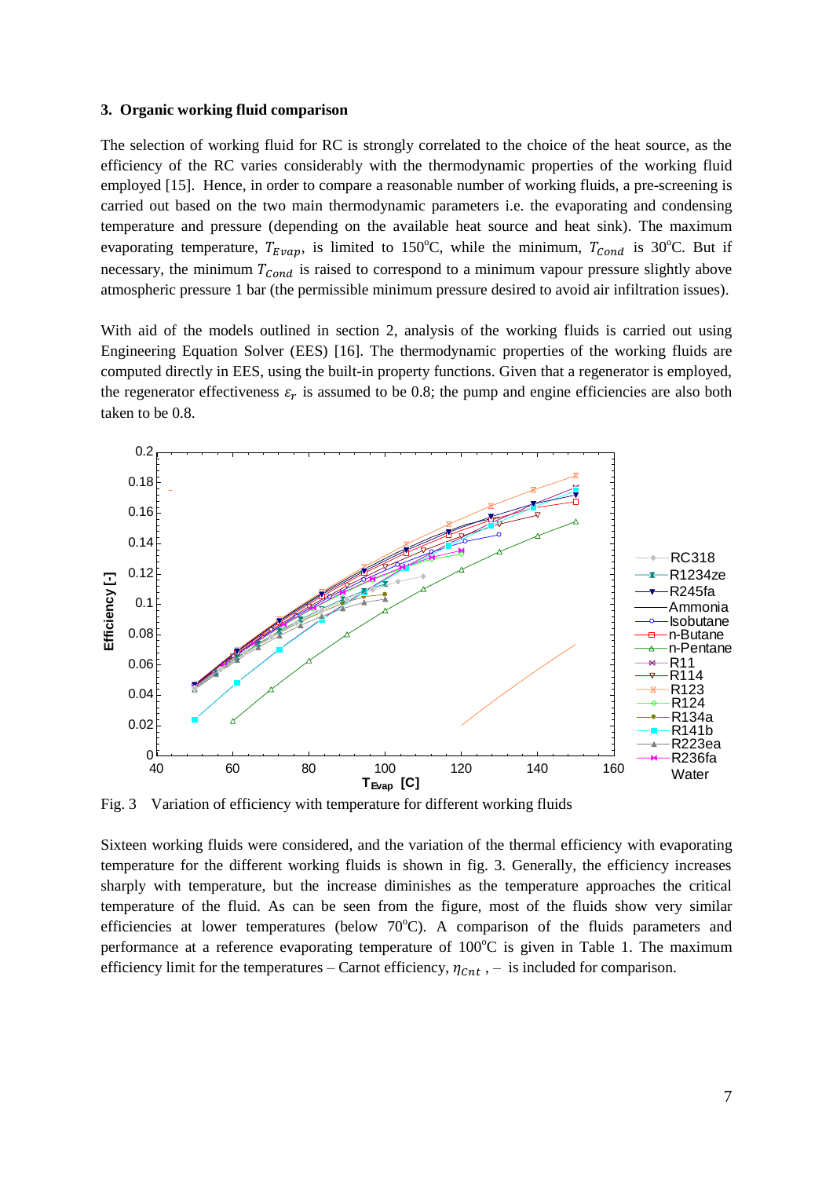### 3. Organic working fluid comparison

The selection of working fluid for RC is strongly correlated to the choice of the heat source, as the efficiency of the RC varies considerably with the thermodynamic properties of the working fluid employed [15]. Hence, in order to compare a reasonable number of working fluids, a pre-screening is carried out based on the two main thermodynamic parameters i.e. the evaporating and condensing temperature and pressure (depending on the available heat source and heat sink). The maximum evaporating temperature, $T_{Evap}$, is limited to 150°C, while the minimum, $T_{Cond}$ is 30°C. But if necessary, the minimum $T_{Cond}$ is raised to correspond to a minimum vapour pressure slightly above atmospheric pressure 1 bar (the permissible minimum pressure desired to avoid air infiltration issues).

With aid of the models outlined in section 2, analysis of the working fluids is carried out using Engineering Equation Solver (EES) [16]. The thermodynamic properties of the working fluids are computed directly in EES, using the built-in property functions. Given that a regenerator is employed, the regenerator effectiveness $\varepsilon_r$ is assumed to be 0.8; the pump and engine efficiencies are also both taken to be 0.8.

Fig. 3 Variation of efficiency with temperature for different working fluids

Sixteen working fluids were considered, and the variation of the thermal efficiency with evaporating temperature for the different working fluids is shown in fig. 3. Generally, the efficiency increases sharply with temperature, but the increase diminishes as the temperature approaches the critical temperature of the fluid. As can be seen from the figure, most of the fluids show very similar efficiencies at lower temperatures (below 70°C). A comparison of the fluids parameters and performance at a reference evaporating temperature of 100°C is given in Table 1. The maximum efficiency limit for the temperatures – Carnot efficiency, $\eta_{Cnt}$ , – is included for comparison.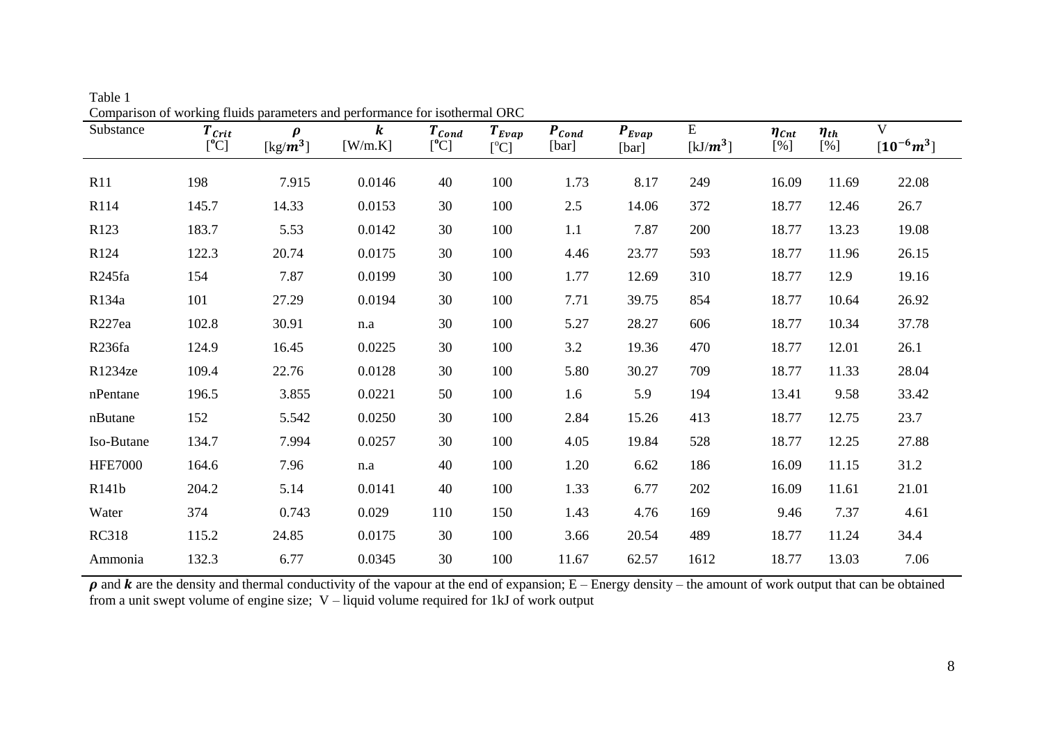Table 1

Comparison of working fluids parameters and performance for isothermal ORC

| Substance | $T_{Crit}$ [°C] | $\rho$ [kg/$m^3$] | $k$ [W/m.K] | $T_{Cond}$ [°C] | $T_{Evap}$ [°C] | $P_{Cond}$ [bar] | $P_{Evap}$ [bar] | E [kJ/$m^3$] | $\eta_{Cnt}$ [%] | $\eta_{th}$ [%] | V [$10^{-6}m^3$] |
|---|---|---|---|---|---|---|---|---|---|---|---|
| R11 | 198 | 7.915 | 0.0146 | 40 | 100 | 1.73 | 8.17 | 249 | 16.09 | 11.69 | 22.08 |
| R114 | 145.7 | 14.33 | 0.0153 | 30 | 100 | 2.5 | 14.06 | 372 | 18.77 | 12.46 | 26.7 |
| R123 | 183.7 | 5.53 | 0.0142 | 30 | 100 | 1.1 | 7.87 | 200 | 18.77 | 13.23 | 19.08 |
| R124 | 122.3 | 20.74 | 0.0175 | 30 | 100 | 4.46 | 23.77 | 593 | 18.77 | 11.96 | 26.15 |
| R245fa | 154 | 7.87 | 0.0199 | 30 | 100 | 1.77 | 12.69 | 310 | 18.77 | 12.9 | 19.16 |
| R134a | 101 | 27.29 | 0.0194 | 30 | 100 | 7.71 | 39.75 | 854 | 18.77 | 10.64 | 26.92 |
| R227ea | 102.8 | 30.91 | n.a | 30 | 100 | 5.27 | 28.27 | 606 | 18.77 | 10.34 | 37.78 |
| R236fa | 124.9 | 16.45 | 0.0225 | 30 | 100 | 3.2 | 19.36 | 470 | 18.77 | 12.01 | 26.1 |
| R1234ze | 109.4 | 22.76 | 0.0128 | 30 | 100 | 5.80 | 30.27 | 709 | 18.77 | 11.33 | 28.04 |
| nPentane | 196.5 | 3.855 | 0.0221 | 50 | 100 | 1.6 | 5.9 | 194 | 13.41 | 9.58 | 33.42 |
| nButane | 152 | 5.542 | 0.0250 | 30 | 100 | 2.84 | 15.26 | 413 | 18.77 | 12.75 | 23.7 |
| Iso-Butane | 134.7 | 7.994 | 0.0257 | 30 | 100 | 4.05 | 19.84 | 528 | 18.77 | 12.25 | 27.88 |
| HFE7000 | 164.6 | 7.96 | n.a | 40 | 100 | 1.20 | 6.62 | 186 | 16.09 | 11.15 | 31.2 |
| R141b | 204.2 | 5.14 | 0.0141 | 40 | 100 | 1.33 | 6.77 | 202 | 16.09 | 11.61 | 21.01 |
| Water | 374 | 0.743 | 0.029 | 110 | 150 | 1.43 | 4.76 | 169 | 9.46 | 7.37 | 4.61 |
| RC318 | 115.2 | 24.85 | 0.0175 | 30 | 100 | 3.66 | 20.54 | 489 | 18.77 | 11.24 | 34.4 |
| Ammonia | 132.3 | 6.77 | 0.0345 | 30 | 100 | 11.67 | 62.57 | 1612 | 18.77 | 13.03 | 7.06 |

$\rho$ and $k$ are the density and thermal conductivity of the vapour at the end of expansion; E – Energy density – the amount of work output that can be obtained from a unit swept volume of engine size; V – liquid volume required for 1kJ of work output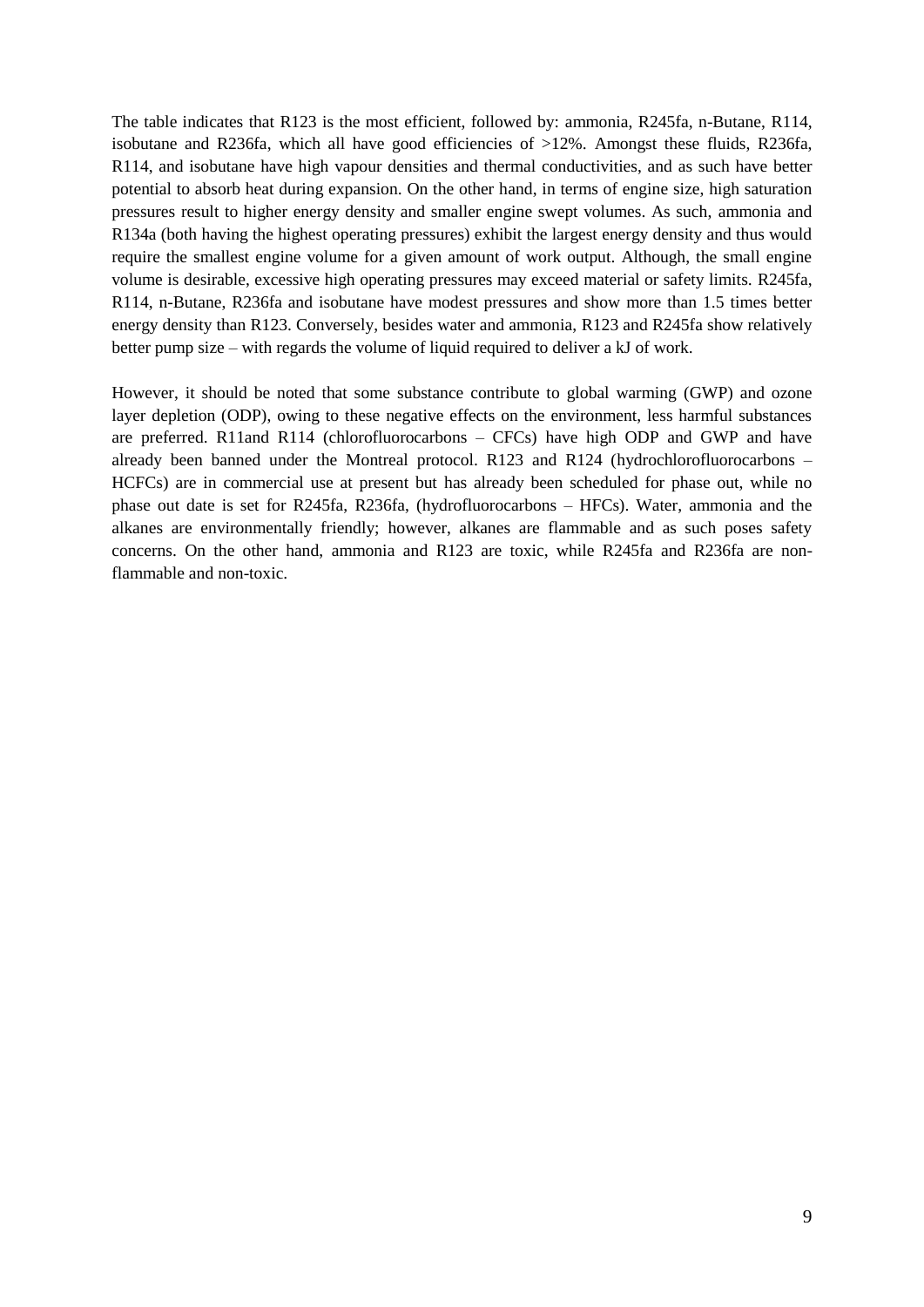The table indicates that R123 is the most efficient, followed by: ammonia, R245fa, n-Butane, R114, isobutane and R236fa, which all have good efficiencies of >12%. Amongst these fluids, R236fa, R114, and isobutane have high vapour densities and thermal conductivities, and as such have better potential to absorb heat during expansion. On the other hand, in terms of engine size, high saturation pressures result to higher energy density and smaller engine swept volumes. As such, ammonia and R134a (both having the highest operating pressures) exhibit the largest energy density and thus would require the smallest engine volume for a given amount of work output. Although, the small engine volume is desirable, excessive high operating pressures may exceed material or safety limits. R245fa, R114, n-Butane, R236fa and isobutane have modest pressures and show more than 1.5 times better energy density than R123. Conversely, besides water and ammonia, R123 and R245fa show relatively better pump size – with regards the volume of liquid required to deliver a kJ of work.

However, it should be noted that some substance contribute to global warming (GWP) and ozone layer depletion (ODP), owing to these negative effects on the environment, less harmful substances are preferred. R11and R114 (chlorofluorocarbons – CFCs) have high ODP and GWP and have already been banned under the Montreal protocol. R123 and R124 (hydrochlorofluorocarbons – HCFCs) are in commercial use at present but has already been scheduled for phase out, while no phase out date is set for R245fa, R236fa, (hydrofluorocarbons – HFCs). Water, ammonia and the alkanes are environmentally friendly; however, alkanes are flammable and as such poses safety concerns. On the other hand, ammonia and R123 are toxic, while R245fa and R236fa are non-flammable and non-toxic.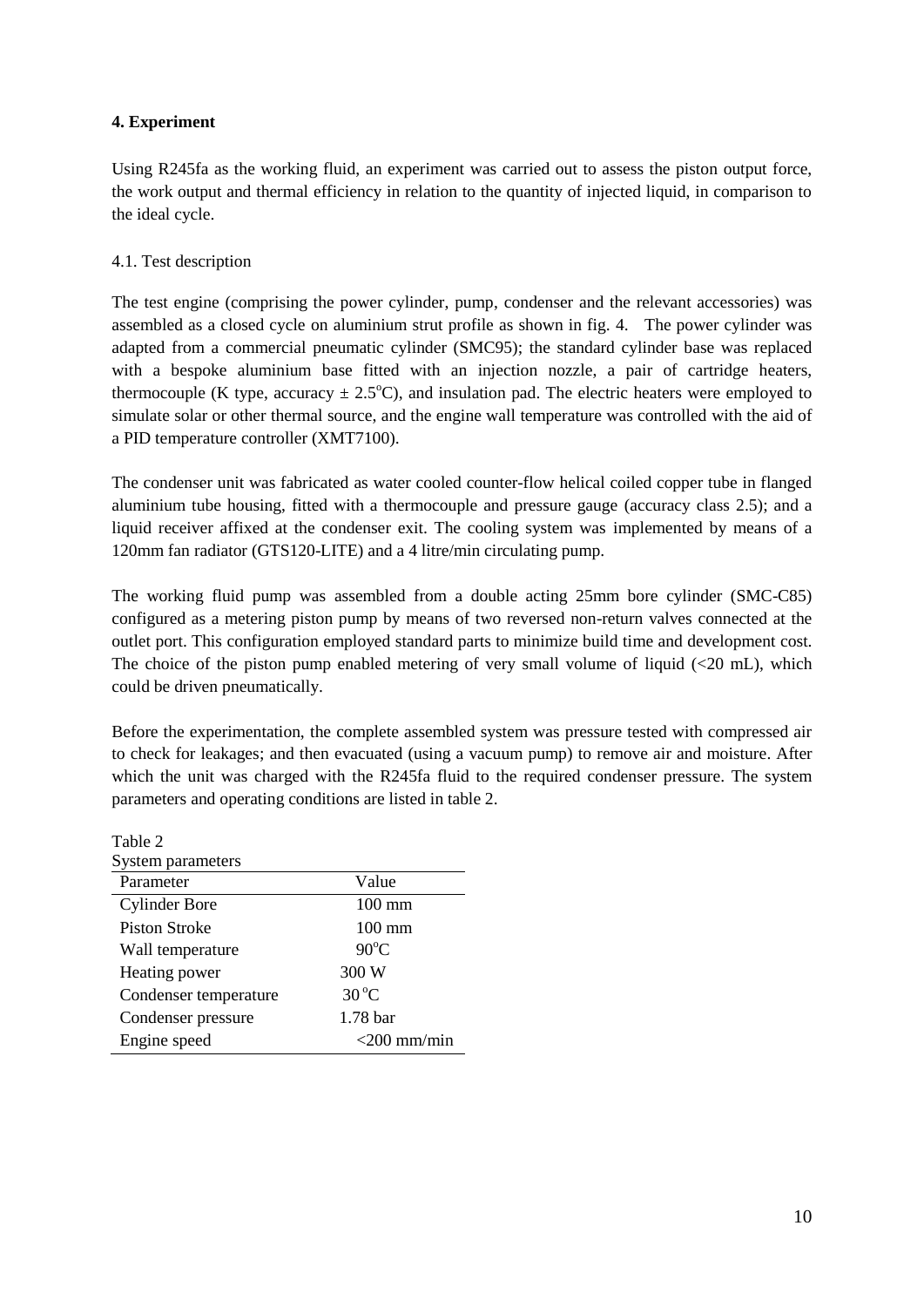**4. Experiment**

Using R245fa as the working fluid, an experiment was carried out to assess the piston output force, the work output and thermal efficiency in relation to the quantity of injected liquid, in comparison to the ideal cycle.

4.1. Test description

The test engine (comprising the power cylinder, pump, condenser and the relevant accessories) was assembled as a closed cycle on aluminium strut profile as shown in fig. 4. The power cylinder was adapted from a commercial pneumatic cylinder (SMC95); the standard cylinder base was replaced with a bespoke aluminium base fitted with an injection nozzle, a pair of cartridge heaters, thermocouple (K type, accuracy $\pm$ 2.5$^{o}$C), and insulation pad. The electric heaters were employed to simulate solar or other thermal source, and the engine wall temperature was controlled with the aid of a PID temperature controller (XMT7100).

The condenser unit was fabricated as water cooled counter-flow helical coiled copper tube in flanged aluminium tube housing, fitted with a thermocouple and pressure gauge (accuracy class 2.5); and a liquid receiver affixed at the condenser exit. The cooling system was implemented by means of a 120mm fan radiator (GTS120-LITE) and a 4 litre/min circulating pump.

The working fluid pump was assembled from a double acting 25mm bore cylinder (SMC-C85) configured as a metering piston pump by means of two reversed non-return valves connected at the outlet port. This configuration employed standard parts to minimize build time and development cost. The choice of the piston pump enabled metering of very small volume of liquid (<20 mL), which could be driven pneumatically.

Before the experimentation, the complete assembled system was pressure tested with compressed air to check for leakages; and then evacuated (using a vacuum pump) to remove air and moisture. After which the unit was charged with the R245fa fluid to the required condenser pressure. The system parameters and operating conditions are listed in table 2.

Table 2
System parameters

| Parameter | Value |
|---|---|
| Cylinder Bore | 100 mm |
| Piston Stroke | 100 mm |
| Wall temperature | 90$^{o}$C |
| Heating power | 300 W |
| Condenser temperature | 30$^{o}$C |
| Condenser pressure | 1.78 bar |
| Engine speed | <200 mm/min |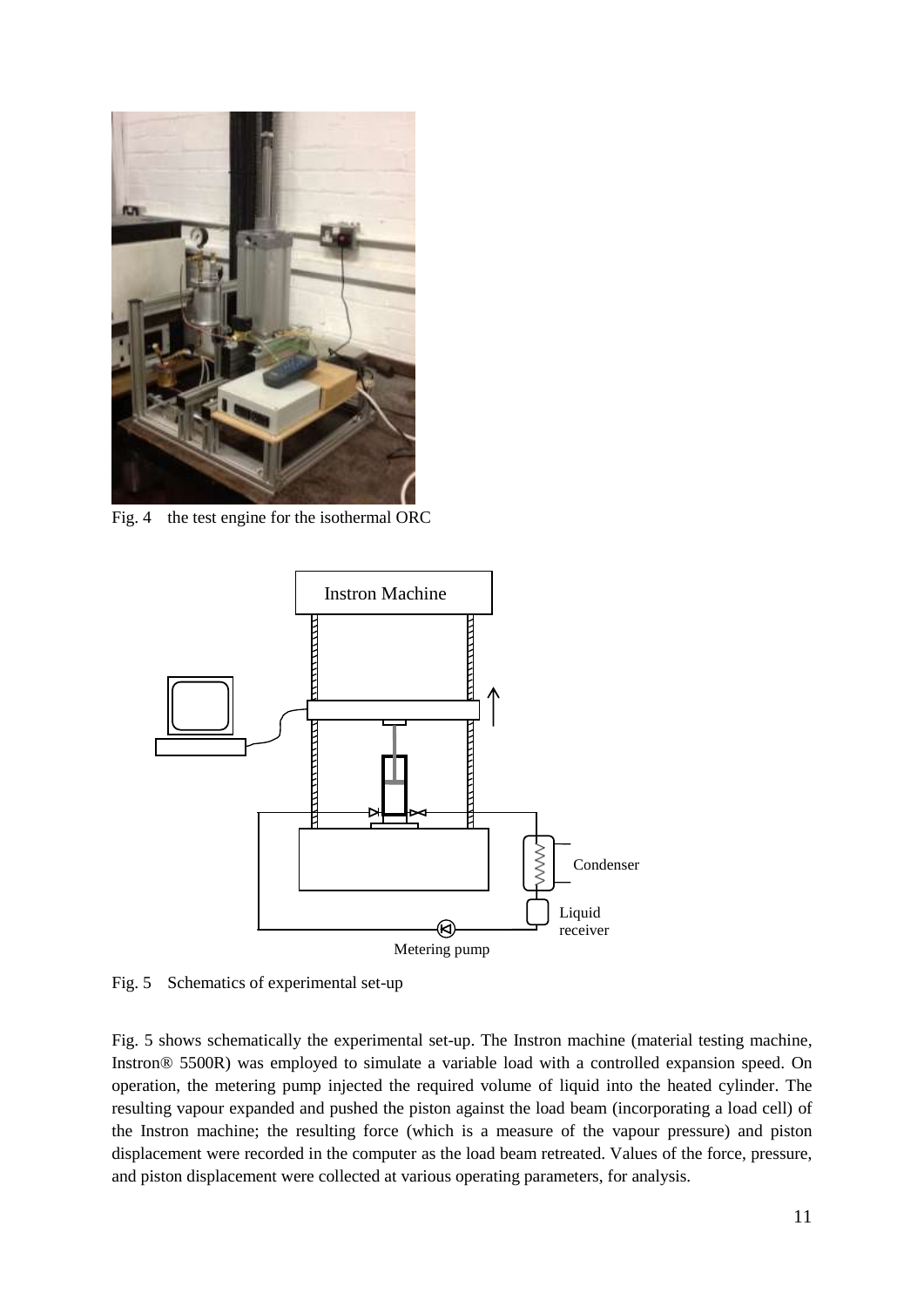Fig. 4 the test engine for the isothermal ORC

Fig. 5 Schematics of experimental set-up

Fig. 5 shows schematically the experimental set-up. The Instron machine (material testing machine, Instron® 5500R) was employed to simulate a variable load with a controlled expansion speed. On operation, the metering pump injected the required volume of liquid into the heated cylinder. The resulting vapour expanded and pushed the piston against the load beam (incorporating a load cell) of the Instron machine; the resulting force (which is a measure of the vapour pressure) and piston displacement were recorded in the computer as the load beam retreated. Values of the force, pressure, and piston displacement were collected at various operating parameters, for analysis.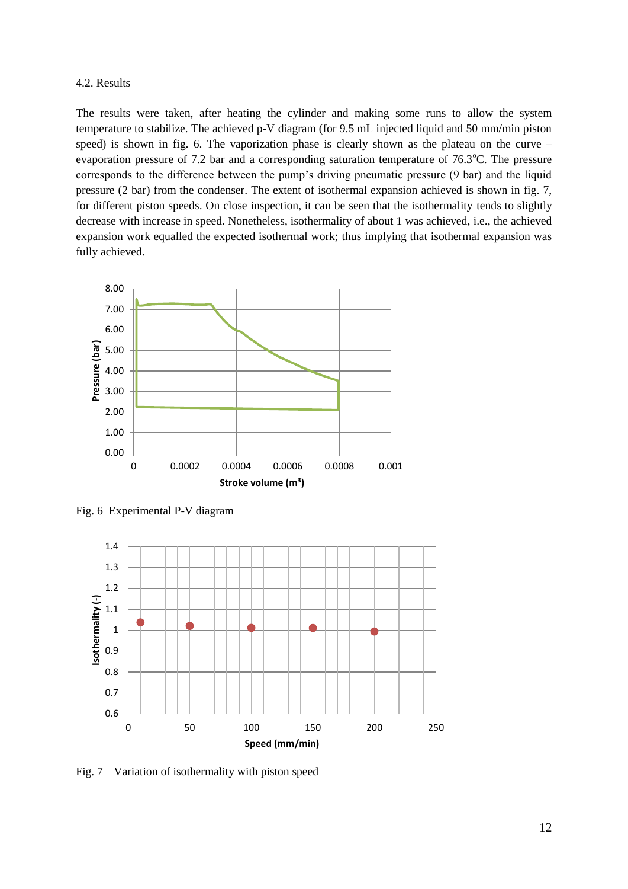4.2. Results

The results were taken, after heating the cylinder and making some runs to allow the system temperature to stabilize. The achieved p-V diagram (for 9.5 mL injected liquid and 50 mm/min piston speed) is shown in fig. 6. The vaporization phase is clearly shown as the plateau on the curve – evaporation pressure of 7.2 bar and a corresponding saturation temperature of 76.3°C. The pressure corresponds to the difference between the pump's driving pneumatic pressure (9 bar) and the liquid pressure (2 bar) from the condenser. The extent of isothermal expansion achieved is shown in fig. 7, for different piston speeds. On close inspection, it can be seen that the isothermality tends to slightly decrease with increase in speed. Nonetheless, isothermality of about 1 was achieved, i.e., the achieved expansion work equalled the expected isothermal work; thus implying that isothermal expansion was fully achieved.

Fig. 6 Experimental P-V diagram

Fig. 7 Variation of isothermality with piston speed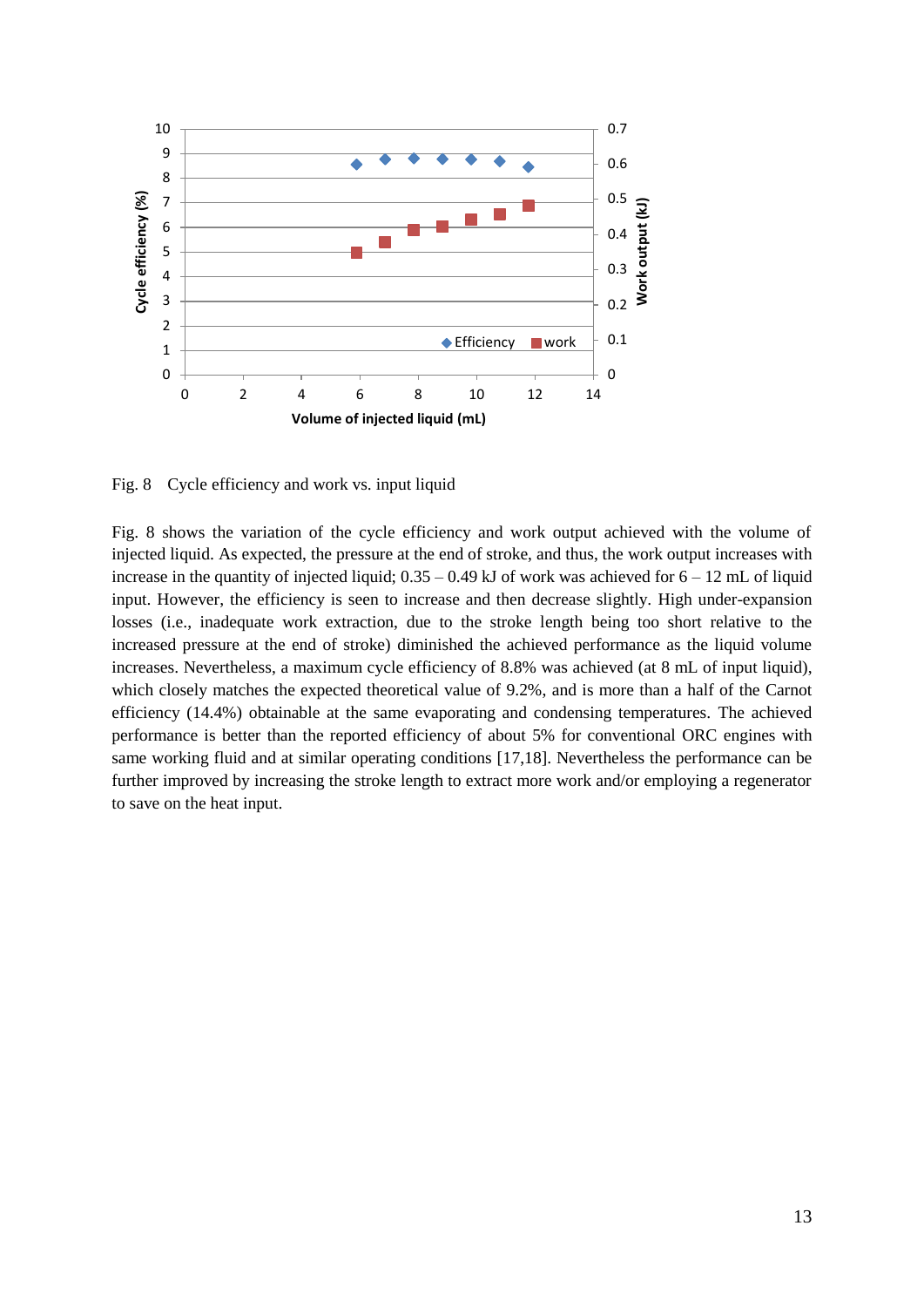Fig. 8 Cycle efficiency and work vs. input liquid

Fig. 8 shows the variation of the cycle efficiency and work output achieved with the volume of injected liquid. As expected, the pressure at the end of stroke, and thus, the work output increases with increase in the quantity of injected liquid; 0.35 – 0.49 kJ of work was achieved for 6 – 12 mL of liquid input. However, the efficiency is seen to increase and then decrease slightly. High under-expansion losses (i.e., inadequate work extraction, due to the stroke length being too short relative to the increased pressure at the end of stroke) diminished the achieved performance as the liquid volume increases. Nevertheless, a maximum cycle efficiency of 8.8% was achieved (at 8 mL of input liquid), which closely matches the expected theoretical value of 9.2%, and is more than a half of the Carnot efficiency (14.4%) obtainable at the same evaporating and condensing temperatures. The achieved performance is better than the reported efficiency of about 5% for conventional ORC engines with same working fluid and at similar operating conditions [17,18]. Nevertheless the performance can be further improved by increasing the stroke length to extract more work and/or employing a regenerator to save on the heat input.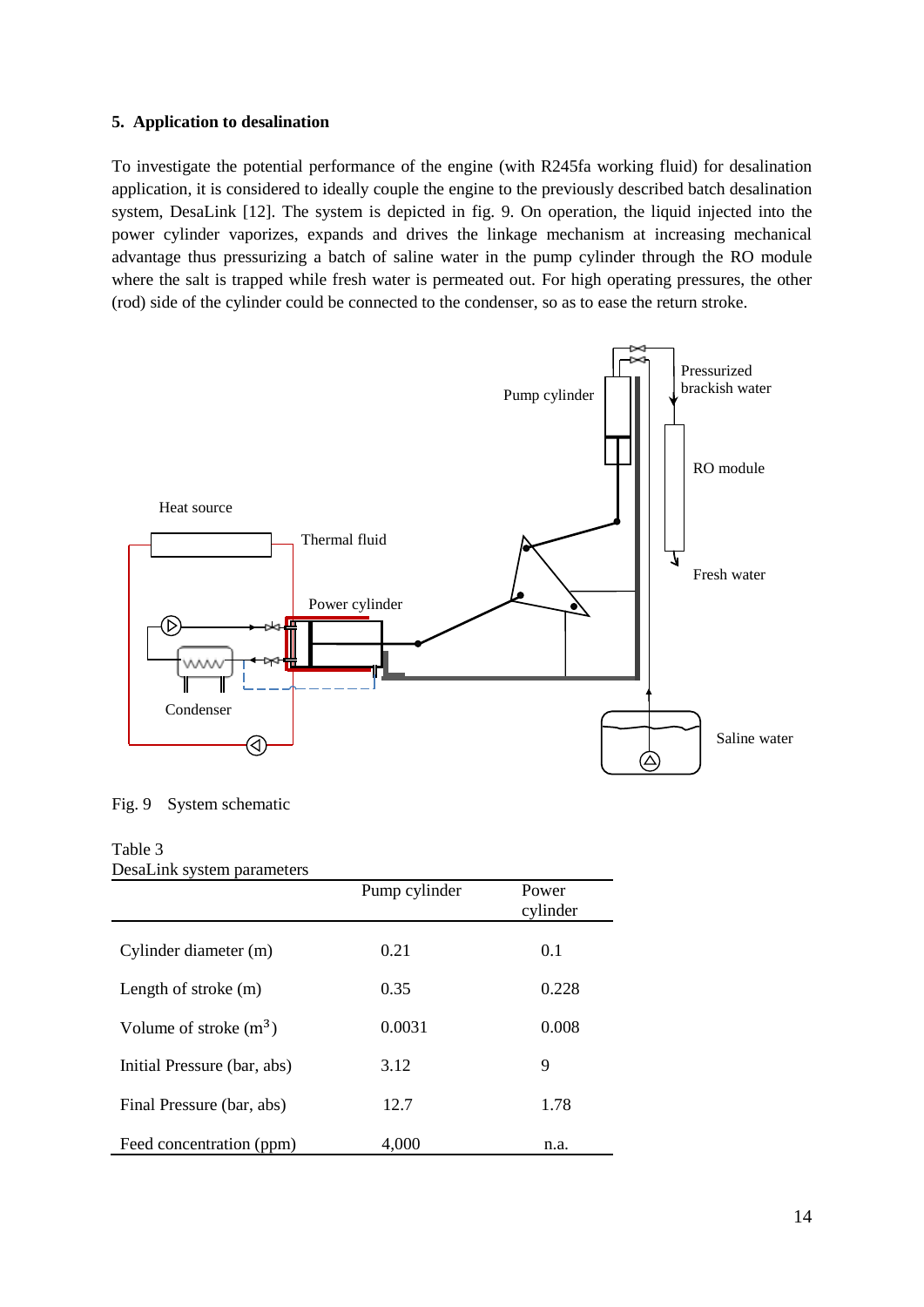## 5. Application to desalination

To investigate the potential performance of the engine (with R245fa working fluid) for desalination application, it is considered to ideally couple the engine to the previously described batch desalination system, DesaLink [12]. The system is depicted in fig. 9. On operation, the liquid injected into the power cylinder vaporizes, expands and drives the linkage mechanism at increasing mechanical advantage thus pressurizing a batch of saline water in the pump cylinder through the RO module where the salt is trapped while fresh water is permeated out. For high operating pressures, the other (rod) side of the cylinder could be connected to the condenser, so as to ease the return stroke.

Fig. 9 System schematic

Table 3
DesaLink system parameters

| | Pump cylinder | Power cylinder |
|---|---|---|
| Cylinder diameter (m) | 0.21 | 0.1 |
| Length of stroke (m) | 0.35 | 0.228 |
| Volume of stroke ($m^3$) | 0.0031 | 0.008 |
| Initial Pressure (bar, abs) | 3.12 | 9 |
| Final Pressure (bar, abs) | 12.7 | 1.78 |
| Feed concentration (ppm) | 4,000 | n.a. |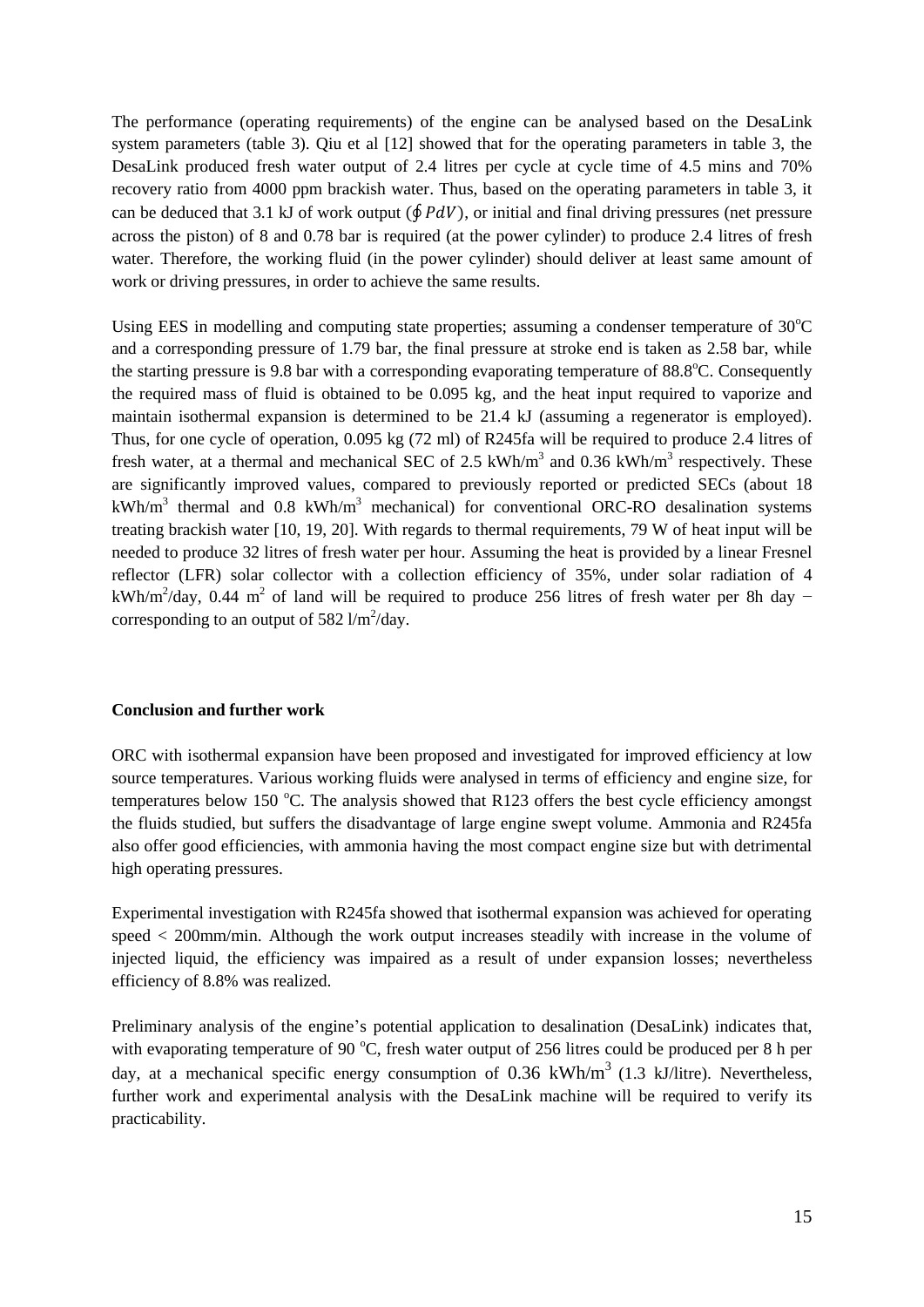The performance (operating requirements) of the engine can be analysed based on the DesaLink system parameters (table 3). Qiu et al [12] showed that for the operating parameters in table 3, the DesaLink produced fresh water output of 2.4 litres per cycle at cycle time of 4.5 mins and 70% recovery ratio from 4000 ppm brackish water. Thus, based on the operating parameters in table 3, it can be deduced that 3.1 kJ of work output ($\oint PdV$), or initial and final driving pressures (net pressure across the piston) of 8 and 0.78 bar is required (at the power cylinder) to produce 2.4 litres of fresh water. Therefore, the working fluid (in the power cylinder) should deliver at least same amount of work or driving pressures, in order to achieve the same results.

Using EES in modelling and computing state properties; assuming a condenser temperature of 30°C and a corresponding pressure of 1.79 bar, the final pressure at stroke end is taken as 2.58 bar, while the starting pressure is 9.8 bar with a corresponding evaporating temperature of 88.8°C. Consequently the required mass of fluid is obtained to be 0.095 kg, and the heat input required to vaporize and maintain isothermal expansion is determined to be 21.4 kJ (assuming a regenerator is employed). Thus, for one cycle of operation, 0.095 kg (72 ml) of R245fa will be required to produce 2.4 litres of fresh water, at a thermal and mechanical SEC of 2.5 kWh/m$^3$ and 0.36 kWh/m$^3$ respectively. These are significantly improved values, compared to previously reported or predicted SECs (about 18 kWh/m$^3$ thermal and 0.8 kWh/m$^3$ mechanical) for conventional ORC-RO desalination systems treating brackish water [10, 19, 20]. With regards to thermal requirements, 79 W of heat input will be needed to produce 32 litres of fresh water per hour. Assuming the heat is provided by a linear Fresnel reflector (LFR) solar collector with a collection efficiency of 35%, under solar radiation of 4 kWh/m$^2$/day, 0.44 m$^2$ of land will be required to produce 256 litres of fresh water per 8h day − corresponding to an output of 582 l/m$^2$/day.

**Conclusion and further work**

ORC with isothermal expansion have been proposed and investigated for improved efficiency at low source temperatures. Various working fluids were analysed in terms of efficiency and engine size, for temperatures below 150 °C. The analysis showed that R123 offers the best cycle efficiency amongst the fluids studied, but suffers the disadvantage of large engine swept volume. Ammonia and R245fa also offer good efficiencies, with ammonia having the most compact engine size but with detrimental high operating pressures.

Experimental investigation with R245fa showed that isothermal expansion was achieved for operating speed < 200mm/min. Although the work output increases steadily with increase in the volume of injected liquid, the efficiency was impaired as a result of under expansion losses; nevertheless efficiency of 8.8% was realized.

Preliminary analysis of the engine's potential application to desalination (DesaLink) indicates that, with evaporating temperature of 90 °C, fresh water output of 256 litres could be produced per 8 h per day, at a mechanical specific energy consumption of 0.36 kWh/m$^3$ (1.3 kJ/litre). Nevertheless, further work and experimental analysis with the DesaLink machine will be required to verify its practicability.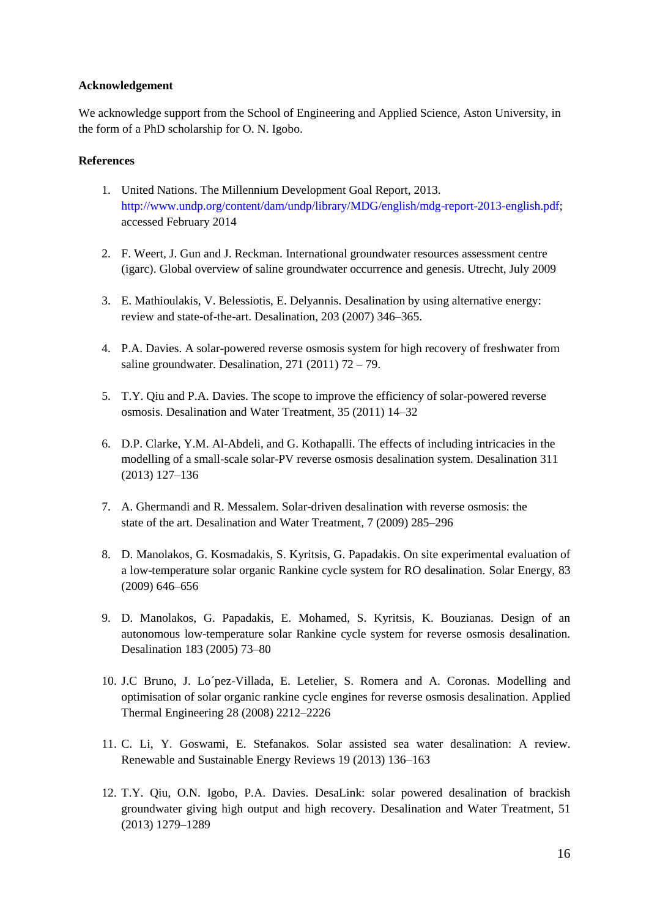**Acknowledgement**

We acknowledge support from the School of Engineering and Applied Science, Aston University, in the form of a PhD scholarship for O. N. Igobo.

**References**

1. United Nations. The Millennium Development Goal Report, 2013. http://www.undp.org/content/dam/undp/library/MDG/english/mdg-report-2013-english.pdf; accessed February 2014

2. F. Weert, J. Gun and J. Reckman. International groundwater resources assessment centre (igarc). Global overview of saline groundwater occurrence and genesis. Utrecht, July 2009

3. E. Mathioulakis, V. Belessiotis, E. Delyannis. Desalination by using alternative energy: review and state-of-the-art. Desalination, 203 (2007) 346–365.

4. P.A. Davies. A solar-powered reverse osmosis system for high recovery of freshwater from saline groundwater. Desalination, 271 (2011) 72 – 79.

5. T.Y. Qiu and P.A. Davies. The scope to improve the efficiency of solar-powered reverse osmosis. Desalination and Water Treatment, 35 (2011) 14–32

6. D.P. Clarke, Y.M. Al-Abdeli, and G. Kothapalli. The effects of including intricacies in the modelling of a small-scale solar-PV reverse osmosis desalination system. Desalination 311 (2013) 127–136

7. A. Ghermandi and R. Messalem. Solar-driven desalination with reverse osmosis: the state of the art. Desalination and Water Treatment, 7 (2009) 285–296

8. D. Manolakos, G. Kosmadakis, S. Kyritsis, G. Papadakis. On site experimental evaluation of a low-temperature solar organic Rankine cycle system for RO desalination. Solar Energy, 83 (2009) 646–656

9. D. Manolakos, G. Papadakis, E. Mohamed, S. Kyritsis, K. Bouzianas. Design of an autonomous low-temperature solar Rankine cycle system for reverse osmosis desalination. Desalination 183 (2005) 73–80

10. J.C Bruno, J. Lo´pez-Villada, E. Letelier, S. Romera and A. Coronas. Modelling and optimisation of solar organic rankine cycle engines for reverse osmosis desalination. Applied Thermal Engineering 28 (2008) 2212–2226

11. C. Li, Y. Goswami, E. Stefanakos. Solar assisted sea water desalination: A review. Renewable and Sustainable Energy Reviews 19 (2013) 136–163

12. T.Y. Qiu, O.N. Igobo, P.A. Davies. DesaLink: solar powered desalination of brackish groundwater giving high output and high recovery. Desalination and Water Treatment, 51 (2013) 1279–1289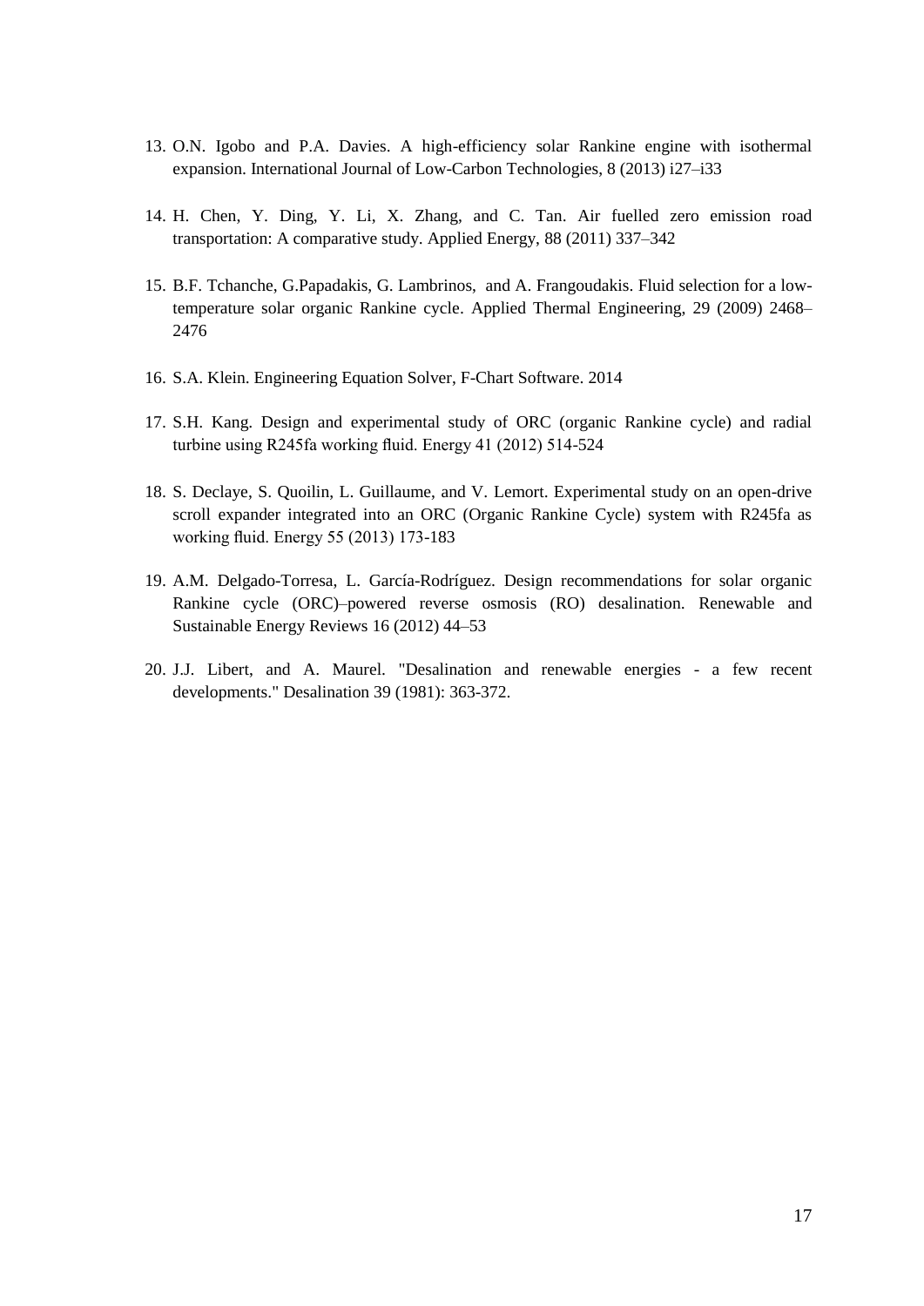13. O.N. Igobo and P.A. Davies. A high-efficiency solar Rankine engine with isothermal expansion. International Journal of Low-Carbon Technologies, 8 (2013) i27–i33

14. H. Chen, Y. Ding, Y. Li, X. Zhang, and C. Tan. Air fuelled zero emission road transportation: A comparative study. Applied Energy, 88 (2011) 337–342

15. B.F. Tchanche, G.Papadakis, G. Lambrinos, and A. Frangoudakis. Fluid selection for a low-temperature solar organic Rankine cycle. Applied Thermal Engineering, 29 (2009) 2468–2476

16. S.A. Klein. Engineering Equation Solver, F-Chart Software. 2014

17. S.H. Kang. Design and experimental study of ORC (organic Rankine cycle) and radial turbine using R245fa working fluid. Energy 41 (2012) 514-524

18. S. Declaye, S. Quoilin, L. Guillaume, and V. Lemort. Experimental study on an open-drive scroll expander integrated into an ORC (Organic Rankine Cycle) system with R245fa as working fluid. Energy 55 (2013) 173-183

19. A.M. Delgado-Torresa, L. García-Rodríguez. Design recommendations for solar organic Rankine cycle (ORC)–powered reverse osmosis (RO) desalination. Renewable and Sustainable Energy Reviews 16 (2012) 44–53

20. J.J. Libert, and A. Maurel. "Desalination and renewable energies - a few recent developments." Desalination 39 (1981): 363-372.